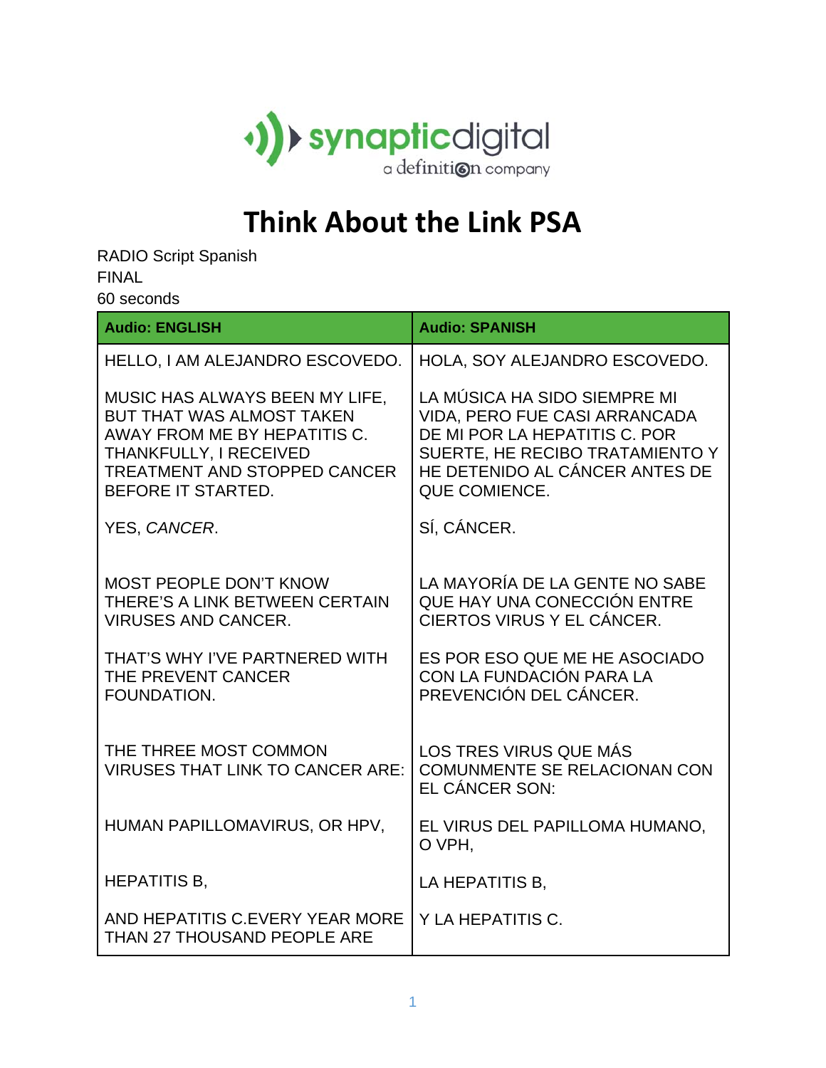synapticdigital
a definition company

# Think About the Link PSA

RADIO Script Spanish
FINAL
60 seconds

| Audio: ENGLISH | Audio: SPANISH |
|---|---|
| HELLO, I AM ALEJANDRO ESCOVEDO. | HOLA, SOY ALEJANDRO ESCOVEDO. |
| MUSIC HAS ALWAYS BEEN MY LIFE, BUT THAT WAS ALMOST TAKEN AWAY FROM ME BY HEPATITIS C. THANKFULLY, I RECEIVED TREATMENT AND STOPPED CANCER BEFORE IT STARTED. | LA MÚSICA HA SIDO SIEMPRE MI VIDA, PERO FUE CASI ARRANCADA DE MI POR LA HEPATITIS C. POR SUERTE, HE RECIBO TRATAMIENTO Y HE DETENIDO AL CÁNCER ANTES DE QUE COMIENCE. |
| YES, *CANCER*. | SÍ, CÁNCER. |
| MOST PEOPLE DON'T KNOW THERE'S A LINK BETWEEN CERTAIN VIRUSES AND CANCER. | LA MAYORÍA DE LA GENTE NO SABE QUE HAY UNA CONECCIÓN ENTRE CIERTOS VIRUS Y EL CÁNCER. |
| THAT'S WHY I'VE PARTNERED WITH THE PREVENT CANCER FOUNDATION. | ES POR ESO QUE ME HE ASOCIADO CON LA FUNDACIÓN PARA LA PREVENCIÓN DEL CÁNCER. |
| THE THREE MOST COMMON VIRUSES THAT LINK TO CANCER ARE: | LOS TRES VIRUS QUE MÁS COMUNMENTE SE RELACIONAN CON EL CÁNCER SON: |
| HUMAN PAPILLOMAVIRUS, OR HPV, | EL VIRUS DEL PAPILLOMA HUMANO, O VPH, |
| HEPATITIS B, | LA HEPATITIS B, |
| AND HEPATITIS C.EVERY YEAR MORE THAN 27 THOUSAND PEOPLE ARE | Y LA HEPATITIS C. |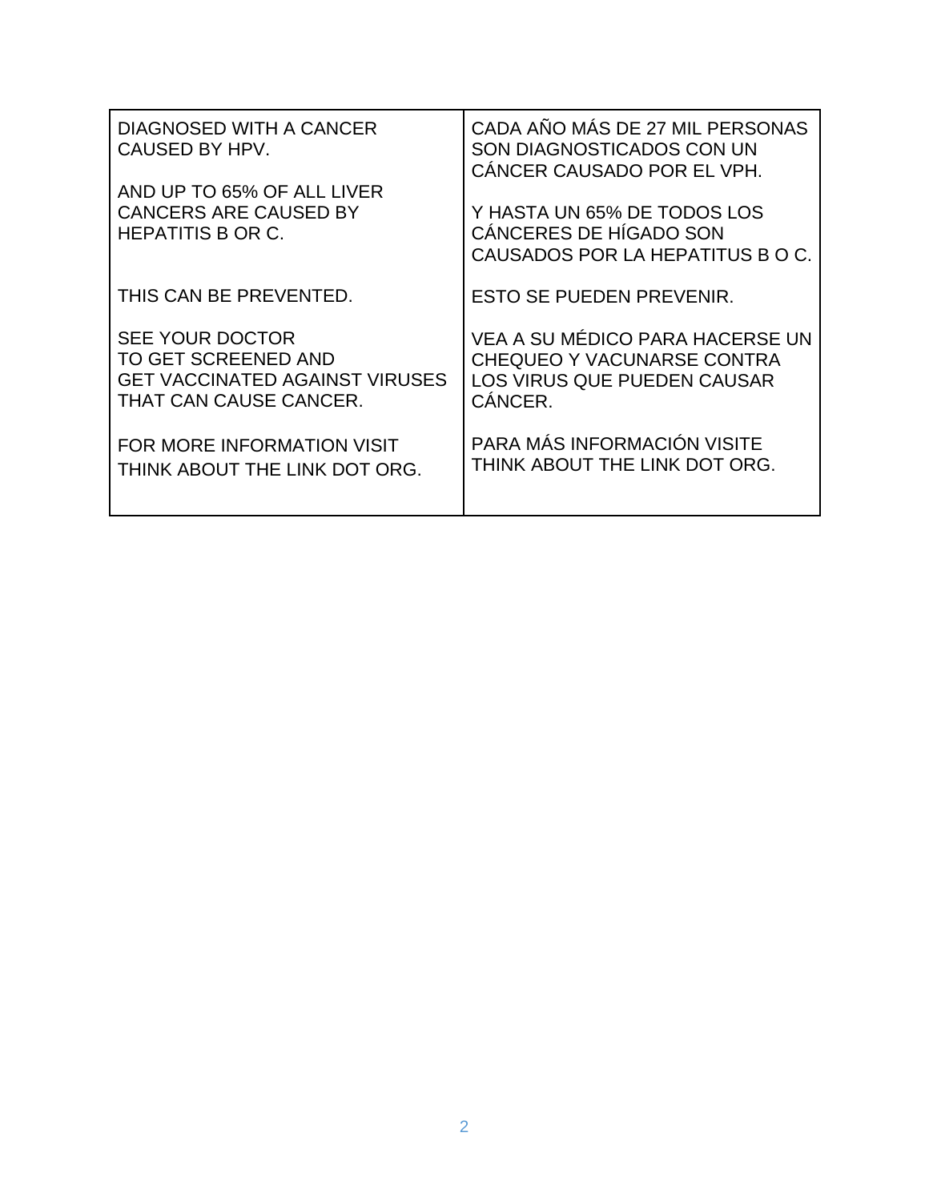| | |
|---|---|
| DIAGNOSED WITH A CANCER CAUSED BY HPV.<br><br>AND UP TO 65% OF ALL LIVER CANCERS ARE CAUSED BY HEPATITIS B OR C.<br><br>THIS CAN BE PREVENTED.<br><br>SEE YOUR DOCTOR TO GET SCREENED AND GET VACCINATED AGAINST VIRUSES THAT CAN CAUSE CANCER.<br><br>FOR MORE INFORMATION VISIT THINK ABOUT THE LINK DOT ORG. | CADA AÑO MÁS DE 27 MIL PERSONAS SON DIAGNOSTICADOS CON UN CÁNCER CAUSADO POR EL VPH.<br><br>Y HASTA UN 65% DE TODOS LOS CÁNCERES DE HÍGADO SON CAUSADOS POR LA HEPATITUS B O C.<br><br>ESTO SE PUEDEN PREVENIR.<br><br>VEA A SU MÉDICO PARA HACERSE UN CHEQUEO Y VACUNARSE CONTRA LOS VIRUS QUE PUEDEN CAUSAR CÁNCER.<br><br>PARA MÁS INFORMACIÓN VISITE THINK ABOUT THE LINK DOT ORG. |